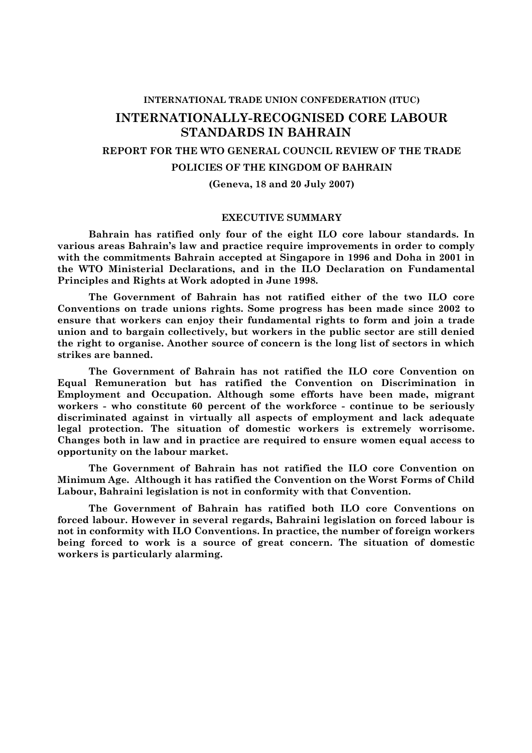**INTERNATIONAL TRADE UNION CONFEDERATION (ITUC)**

# INTERNATIONALLY-RECOGNISED CORE LABOUR STANDARDS IN BAHRAIN

## REPORT FOR THE WTO GENERAL COUNCIL REVIEW OF THE TRADE POLICIES OF THE KINGDOM OF BAHRAIN

**(Geneva, 18 and 20 July 2007)**

### EXECUTIVE SUMMARY

**Bahrain has ratified only four of the eight ILO core labour standards. In various areas Bahrain's law and practice require improvements in order to comply with the commitments Bahrain accepted at Singapore in 1996 and Doha in 2001 in the WTO Ministerial Declarations, and in the ILO Declaration on Fundamental Principles and Rights at Work adopted in June 1998.**

**The Government of Bahrain has not ratified either of the two ILO core Conventions on trade unions rights. Some progress has been made since 2002 to ensure that workers can enjoy their fundamental rights to form and join a trade union and to bargain collectively, but workers in the public sector are still denied the right to organise. Another source of concern is the long list of sectors in which strikes are banned.**

**The Government of Bahrain has not ratified the ILO core Convention on Equal Remuneration but has ratified the Convention on Discrimination in Employment and Occupation. Although some efforts have been made, migrant workers - who constitute 60 percent of the workforce - continue to be seriously discriminated against in virtually all aspects of employment and lack adequate legal protection. The situation of domestic workers is extremely worrisome. Changes both in law and in practice are required to ensure women equal access to opportunity on the labour market.**

**The Government of Bahrain has not ratified the ILO core Convention on Minimum Age. Although it has ratified the Convention on the Worst Forms of Child Labour, Bahraini legislation is not in conformity with that Convention.**

**The Government of Bahrain has ratified both ILO core Conventions on forced labour. However in several regards, Bahraini legislation on forced labour is not in conformity with ILO Conventions. In practice, the number of foreign workers being forced to work is a source of great concern. The situation of domestic workers is particularly alarming.**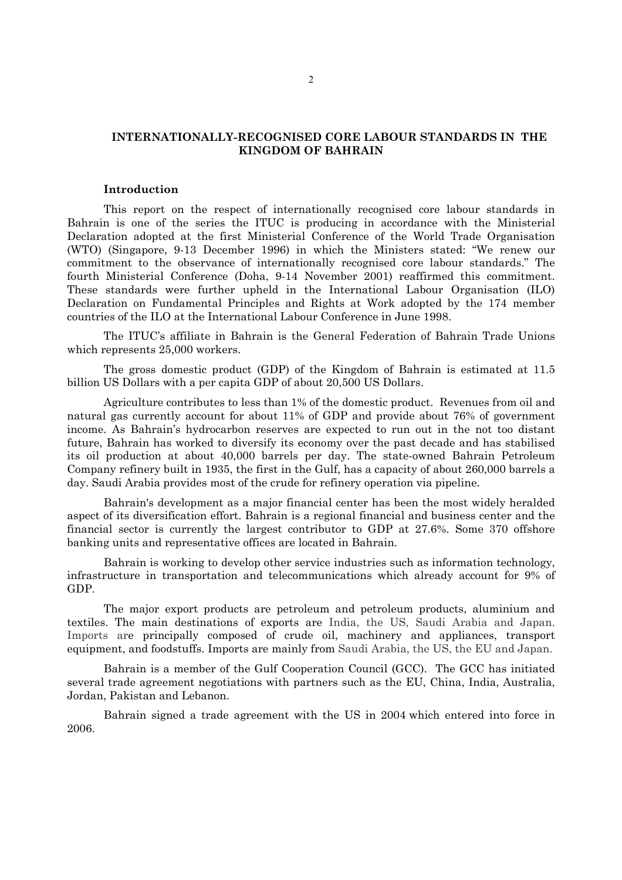## INTERNATIONALLY-RECOGNISED CORE LABOUR STANDARDS IN THE KINGDOM OF BAHRAIN

### Introduction

This report on the respect of internationally recognised core labour standards in Bahrain is one of the series the ITUC is producing in accordance with the Ministerial Declaration adopted at the first Ministerial Conference of the World Trade Organisation (WTO) (Singapore, 9-13 December 1996) in which the Ministers stated: "We renew our commitment to the observance of internationally recognised core labour standards." The fourth Ministerial Conference (Doha, 9-14 November 2001) reaffirmed this commitment. These standards were further upheld in the International Labour Organisation (ILO) Declaration on Fundamental Principles and Rights at Work adopted by the 174 member countries of the ILO at the International Labour Conference in June 1998.

The ITUC's affiliate in Bahrain is the General Federation of Bahrain Trade Unions which represents 25,000 workers.

The gross domestic product (GDP) of the Kingdom of Bahrain is estimated at 11.5 billion US Dollars with a per capita GDP of about 20,500 US Dollars.

Agriculture contributes to less than 1% of the domestic product. Revenues from oil and natural gas currently account for about 11% of GDP and provide about 76% of government income. As Bahrain's hydrocarbon reserves are expected to run out in the not too distant future, Bahrain has worked to diversify its economy over the past decade and has stabilised its oil production at about 40,000 barrels per day. The state-owned Bahrain Petroleum Company refinery built in 1935, the first in the Gulf, has a capacity of about 260,000 barrels a day. Saudi Arabia provides most of the crude for refinery operation via pipeline.

Bahrain's development as a major financial center has been the most widely heralded aspect of its diversification effort. Bahrain is a regional financial and business center and the financial sector is currently the largest contributor to GDP at 27.6%. Some 370 offshore banking units and representative offices are located in Bahrain.

Bahrain is working to develop other service industries such as information technology, infrastructure in transportation and telecommunications which already account for 9% of GDP.

The major export products are petroleum and petroleum products, aluminium and textiles. The main destinations of exports are India, the US, Saudi Arabia and Japan. Imports are principally composed of crude oil, machinery and appliances, transport equipment, and foodstuffs. Imports are mainly from Saudi Arabia, the US, the EU and Japan.

Bahrain is a member of the Gulf Cooperation Council (GCC). The GCC has initiated several trade agreement negotiations with partners such as the EU, China, India, Australia, Jordan, Pakistan and Lebanon.

Bahrain signed a trade agreement with the US in 2004 which entered into force in 2006.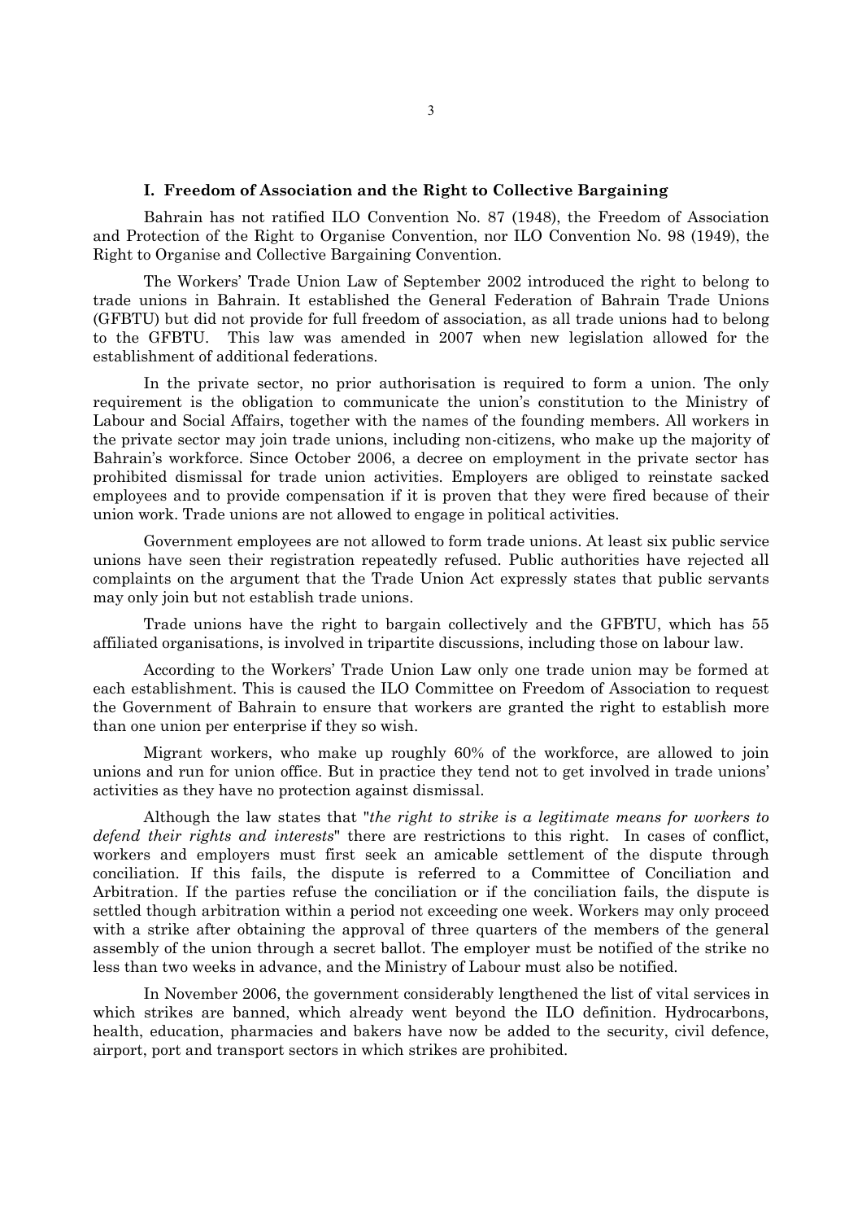## I. Freedom of Association and the Right to Collective Bargaining

Bahrain has not ratified ILO Convention No. 87 (1948), the Freedom of Association and Protection of the Right to Organise Convention, nor ILO Convention No. 98 (1949), the Right to Organise and Collective Bargaining Convention.

The Workers' Trade Union Law of September 2002 introduced the right to belong to trade unions in Bahrain. It established the General Federation of Bahrain Trade Unions (GFBTU) but did not provide for full freedom of association, as all trade unions had to belong to the GFBTU. This law was amended in 2007 when new legislation allowed for the establishment of additional federations.

In the private sector, no prior authorisation is required to form a union. The only requirement is the obligation to communicate the union's constitution to the Ministry of Labour and Social Affairs, together with the names of the founding members. All workers in the private sector may join trade unions, including non-citizens, who make up the majority of Bahrain's workforce. Since October 2006, a decree on employment in the private sector has prohibited dismissal for trade union activities. Employers are obliged to reinstate sacked employees and to provide compensation if it is proven that they were fired because of their union work. Trade unions are not allowed to engage in political activities.

Government employees are not allowed to form trade unions. At least six public service unions have seen their registration repeatedly refused. Public authorities have rejected all complaints on the argument that the Trade Union Act expressly states that public servants may only join but not establish trade unions.

Trade unions have the right to bargain collectively and the GFBTU, which has 55 affiliated organisations, is involved in tripartite discussions, including those on labour law.

According to the Workers' Trade Union Law only one trade union may be formed at each establishment. This is caused the ILO Committee on Freedom of Association to request the Government of Bahrain to ensure that workers are granted the right to establish more than one union per enterprise if they so wish.

Migrant workers, who make up roughly 60% of the workforce, are allowed to join unions and run for union office. But in practice they tend not to get involved in trade unions' activities as they have no protection against dismissal.

Although the law states that "*the right to strike is a legitimate means for workers to defend their rights and interests*" there are restrictions to this right. In cases of conflict, workers and employers must first seek an amicable settlement of the dispute through conciliation. If this fails, the dispute is referred to a Committee of Conciliation and Arbitration. If the parties refuse the conciliation or if the conciliation fails, the dispute is settled though arbitration within a period not exceeding one week. Workers may only proceed with a strike after obtaining the approval of three quarters of the members of the general assembly of the union through a secret ballot. The employer must be notified of the strike no less than two weeks in advance, and the Ministry of Labour must also be notified.

In November 2006, the government considerably lengthened the list of vital services in which strikes are banned, which already went beyond the ILO definition. Hydrocarbons, health, education, pharmacies and bakers have now be added to the security, civil defence, airport, port and transport sectors in which strikes are prohibited.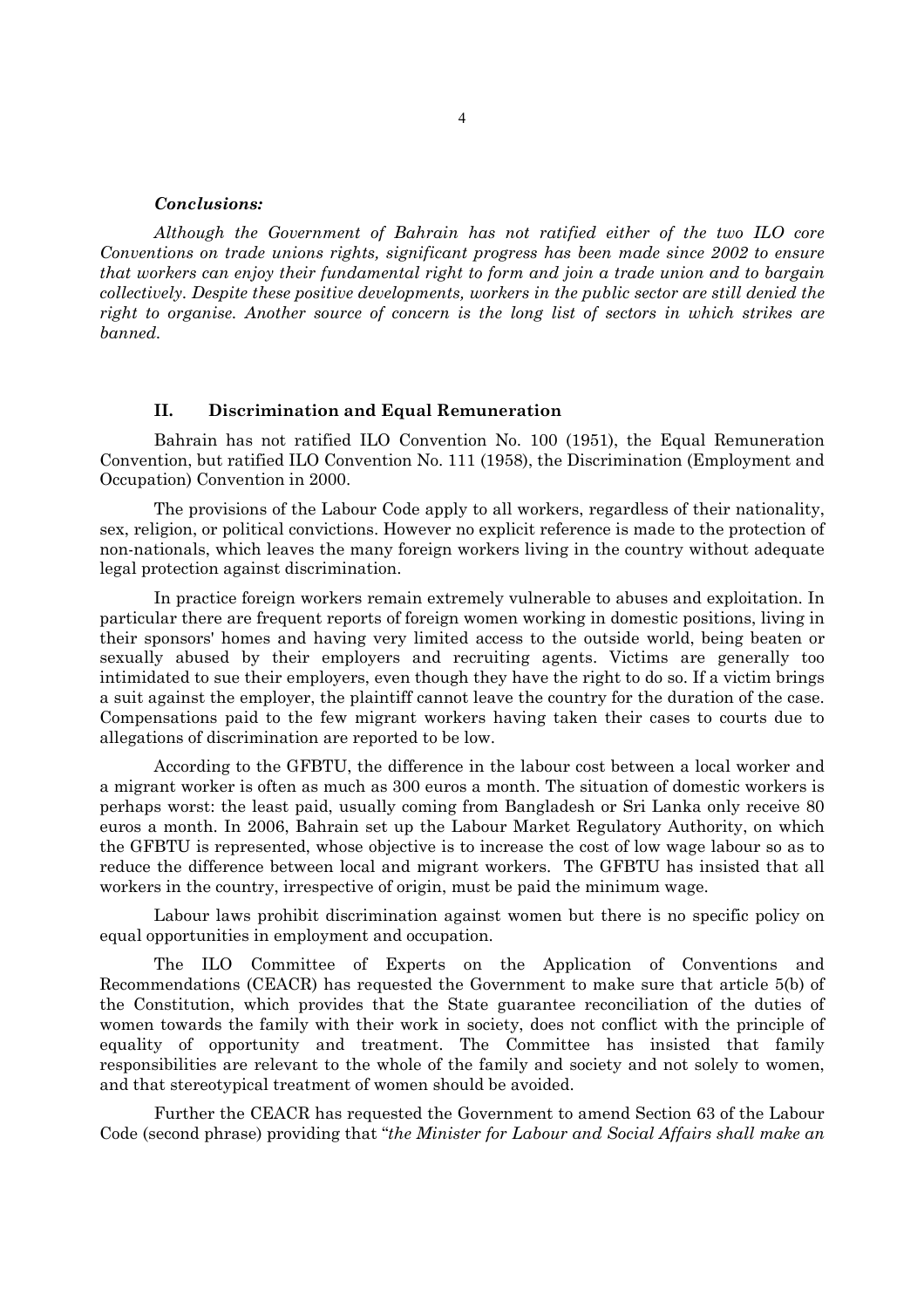***Conclusions:***

*Although the Government of Bahrain has not ratified either of the two ILO core Conventions on trade unions rights, significant progress has been made since 2002 to ensure that workers can enjoy their fundamental right to form and join a trade union and to bargain collectively. Despite these positive developments, workers in the public sector are still denied the right to organise. Another source of concern is the long list of sectors in which strikes are banned.*

## II. Discrimination and Equal Remuneration

Bahrain has not ratified ILO Convention No. 100 (1951), the Equal Remuneration Convention, but ratified ILO Convention No. 111 (1958), the Discrimination (Employment and Occupation) Convention in 2000.

The provisions of the Labour Code apply to all workers, regardless of their nationality, sex, religion, or political convictions. However no explicit reference is made to the protection of non-nationals, which leaves the many foreign workers living in the country without adequate legal protection against discrimination.

In practice foreign workers remain extremely vulnerable to abuses and exploitation. In particular there are frequent reports of foreign women working in domestic positions, living in their sponsors' homes and having very limited access to the outside world, being beaten or sexually abused by their employers and recruiting agents. Victims are generally too intimidated to sue their employers, even though they have the right to do so. If a victim brings a suit against the employer, the plaintiff cannot leave the country for the duration of the case. Compensations paid to the few migrant workers having taken their cases to courts due to allegations of discrimination are reported to be low.

According to the GFBTU, the difference in the labour cost between a local worker and a migrant worker is often as much as 300 euros a month. The situation of domestic workers is perhaps worst: the least paid, usually coming from Bangladesh or Sri Lanka only receive 80 euros a month. In 2006, Bahrain set up the Labour Market Regulatory Authority, on which the GFBTU is represented, whose objective is to increase the cost of low wage labour so as to reduce the difference between local and migrant workers. The GFBTU has insisted that all workers in the country, irrespective of origin, must be paid the minimum wage.

Labour laws prohibit discrimination against women but there is no specific policy on equal opportunities in employment and occupation.

The ILO Committee of Experts on the Application of Conventions and Recommendations (CEACR) has requested the Government to make sure that article 5(b) of the Constitution, which provides that the State guarantee reconciliation of the duties of women towards the family with their work in society, does not conflict with the principle of equality of opportunity and treatment. The Committee has insisted that family responsibilities are relevant to the whole of the family and society and not solely to women, and that stereotypical treatment of women should be avoided.

Further the CEACR has requested the Government to amend Section 63 of the Labour Code (second phrase) providing that "*the Minister for Labour and Social Affairs shall make an*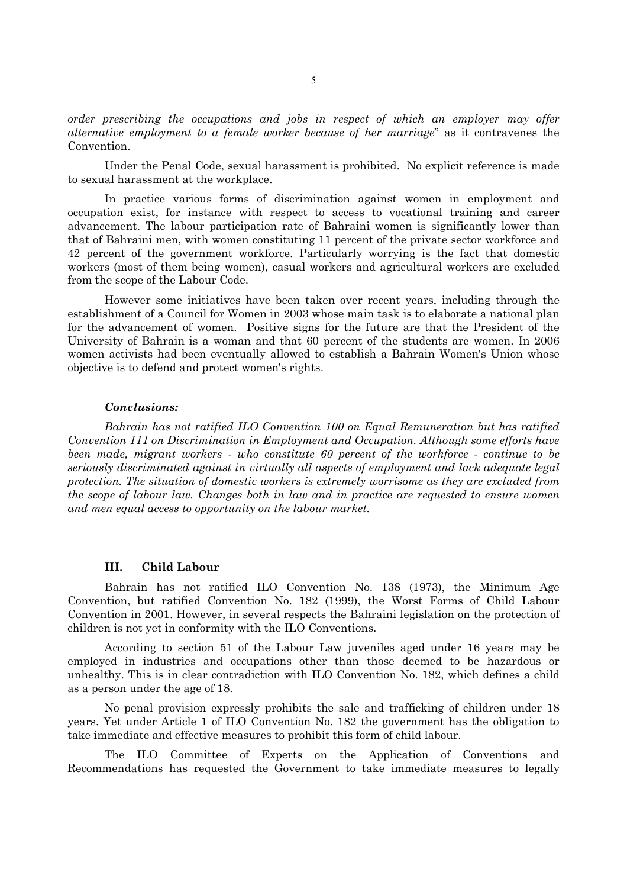*order prescribing the occupations and jobs in respect of which an employer may offer alternative employment to a female worker because of her marriage*" as it contravenes the Convention.

Under the Penal Code, sexual harassment is prohibited. No explicit reference is made to sexual harassment at the workplace.

In practice various forms of discrimination against women in employment and occupation exist, for instance with respect to access to vocational training and career advancement. The labour participation rate of Bahraini women is significantly lower than that of Bahraini men, with women constituting 11 percent of the private sector workforce and 42 percent of the government workforce. Particularly worrying is the fact that domestic workers (most of them being women), casual workers and agricultural workers are excluded from the scope of the Labour Code.

However some initiatives have been taken over recent years, including through the establishment of a Council for Women in 2003 whose main task is to elaborate a national plan for the advancement of women. Positive signs for the future are that the President of the University of Bahrain is a woman and that 60 percent of the students are women. In 2006 women activists had been eventually allowed to establish a Bahrain Women's Union whose objective is to defend and protect women's rights.

***Conclusions:***

*Bahrain has not ratified ILO Convention 100 on Equal Remuneration but has ratified Convention 111 on Discrimination in Employment and Occupation. Although some efforts have been made, migrant workers - who constitute 60 percent of the workforce - continue to be seriously discriminated against in virtually all aspects of employment and lack adequate legal protection. The situation of domestic workers is extremely worrisome as they are excluded from the scope of labour law. Changes both in law and in practice are requested to ensure women and men equal access to opportunity on the labour market.*

## III. Child Labour

Bahrain has not ratified ILO Convention No. 138 (1973), the Minimum Age Convention, but ratified Convention No. 182 (1999), the Worst Forms of Child Labour Convention in 2001. However, in several respects the Bahraini legislation on the protection of children is not yet in conformity with the ILO Conventions.

According to section 51 of the Labour Law juveniles aged under 16 years may be employed in industries and occupations other than those deemed to be hazardous or unhealthy. This is in clear contradiction with ILO Convention No. 182, which defines a child as a person under the age of 18.

No penal provision expressly prohibits the sale and trafficking of children under 18 years. Yet under Article 1 of ILO Convention No. 182 the government has the obligation to take immediate and effective measures to prohibit this form of child labour.

The ILO Committee of Experts on the Application of Conventions and Recommendations has requested the Government to take immediate measures to legally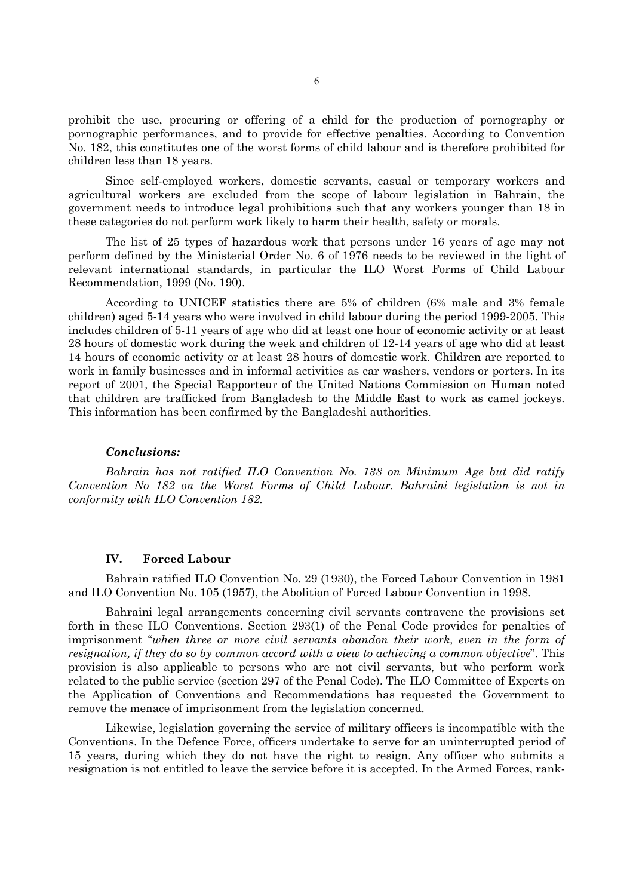prohibit the use, procuring or offering of a child for the production of pornography or pornographic performances, and to provide for effective penalties. According to Convention No. 182, this constitutes one of the worst forms of child labour and is therefore prohibited for children less than 18 years.

Since self-employed workers, domestic servants, casual or temporary workers and agricultural workers are excluded from the scope of labour legislation in Bahrain, the government needs to introduce legal prohibitions such that any workers younger than 18 in these categories do not perform work likely to harm their health, safety or morals.

The list of 25 types of hazardous work that persons under 16 years of age may not perform defined by the Ministerial Order No. 6 of 1976 needs to be reviewed in the light of relevant international standards, in particular the ILO Worst Forms of Child Labour Recommendation, 1999 (No. 190).

According to UNICEF statistics there are 5% of children (6% male and 3% female children) aged 5-14 years who were involved in child labour during the period 1999-2005. This includes children of 5-11 years of age who did at least one hour of economic activity or at least 28 hours of domestic work during the week and children of 12-14 years of age who did at least 14 hours of economic activity or at least 28 hours of domestic work. Children are reported to work in family businesses and in informal activities as car washers, vendors or porters. In its report of 2001, the Special Rapporteur of the United Nations Commission on Human noted that children are trafficked from Bangladesh to the Middle East to work as camel jockeys. This information has been confirmed by the Bangladeshi authorities.

***Conclusions:***

*Bahrain has not ratified ILO Convention No. 138 on Minimum Age but did ratify Convention No 182 on the Worst Forms of Child Labour. Bahraini legislation is not in conformity with ILO Convention 182.*

## IV. Forced Labour

Bahrain ratified ILO Convention No. 29 (1930), the Forced Labour Convention in 1981 and ILO Convention No. 105 (1957), the Abolition of Forced Labour Convention in 1998.

Bahraini legal arrangements concerning civil servants contravene the provisions set forth in these ILO Conventions. Section 293(1) of the Penal Code provides for penalties of imprisonment "*when three or more civil servants abandon their work, even in the form of resignation, if they do so by common accord with a view to achieving a common objective*". This provision is also applicable to persons who are not civil servants, but who perform work related to the public service (section 297 of the Penal Code). The ILO Committee of Experts on the Application of Conventions and Recommendations has requested the Government to remove the menace of imprisonment from the legislation concerned.

Likewise, legislation governing the service of military officers is incompatible with the Conventions. In the Defence Force, officers undertake to serve for an uninterrupted period of 15 years, during which they do not have the right to resign. Any officer who submits a resignation is not entitled to leave the service before it is accepted. In the Armed Forces, rank-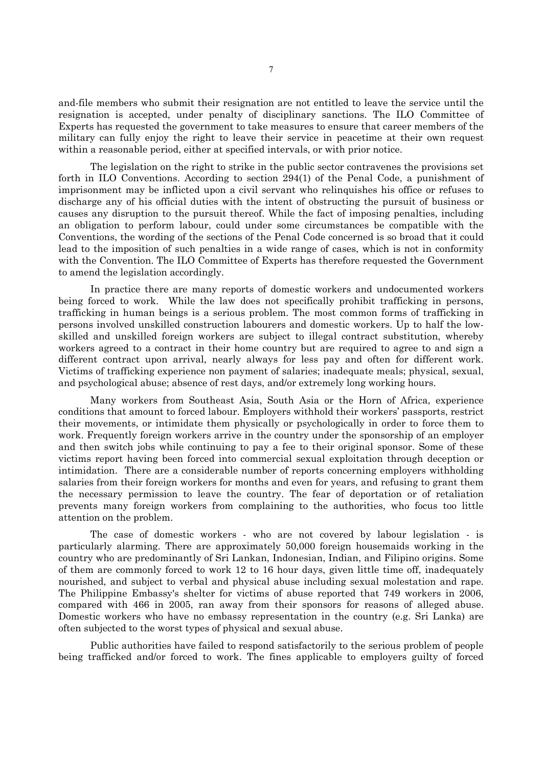and-file members who submit their resignation are not entitled to leave the service until the resignation is accepted, under penalty of disciplinary sanctions. The ILO Committee of Experts has requested the government to take measures to ensure that career members of the military can fully enjoy the right to leave their service in peacetime at their own request within a reasonable period, either at specified intervals, or with prior notice.

The legislation on the right to strike in the public sector contravenes the provisions set forth in ILO Conventions. According to section 294(1) of the Penal Code, a punishment of imprisonment may be inflicted upon a civil servant who relinquishes his office or refuses to discharge any of his official duties with the intent of obstructing the pursuit of business or causes any disruption to the pursuit thereof. While the fact of imposing penalties, including an obligation to perform labour, could under some circumstances be compatible with the Conventions, the wording of the sections of the Penal Code concerned is so broad that it could lead to the imposition of such penalties in a wide range of cases, which is not in conformity with the Convention. The ILO Committee of Experts has therefore requested the Government to amend the legislation accordingly.

In practice there are many reports of domestic workers and undocumented workers being forced to work. While the law does not specifically prohibit trafficking in persons, trafficking in human beings is a serious problem. The most common forms of trafficking in persons involved unskilled construction labourers and domestic workers. Up to half the low-skilled and unskilled foreign workers are subject to illegal contract substitution, whereby workers agreed to a contract in their home country but are required to agree to and sign a different contract upon arrival, nearly always for less pay and often for different work. Victims of trafficking experience non payment of salaries; inadequate meals; physical, sexual, and psychological abuse; absence of rest days, and/or extremely long working hours.

Many workers from Southeast Asia, South Asia or the Horn of Africa, experience conditions that amount to forced labour. Employers withhold their workers' passports, restrict their movements, or intimidate them physically or psychologically in order to force them to work. Frequently foreign workers arrive in the country under the sponsorship of an employer and then switch jobs while continuing to pay a fee to their original sponsor. Some of these victims report having been forced into commercial sexual exploitation through deception or intimidation. There are a considerable number of reports concerning employers withholding salaries from their foreign workers for months and even for years, and refusing to grant them the necessary permission to leave the country. The fear of deportation or of retaliation prevents many foreign workers from complaining to the authorities, who focus too little attention on the problem.

The case of domestic workers - who are not covered by labour legislation - is particularly alarming. There are approximately 50,000 foreign housemaids working in the country who are predominantly of Sri Lankan, Indonesian, Indian, and Filipino origins. Some of them are commonly forced to work 12 to 16 hour days, given little time off, inadequately nourished, and subject to verbal and physical abuse including sexual molestation and rape. The Philippine Embassy's shelter for victims of abuse reported that 749 workers in 2006, compared with 466 in 2005, ran away from their sponsors for reasons of alleged abuse. Domestic workers who have no embassy representation in the country (e.g. Sri Lanka) are often subjected to the worst types of physical and sexual abuse.

Public authorities have failed to respond satisfactorily to the serious problem of people being trafficked and/or forced to work. The fines applicable to employers guilty of forced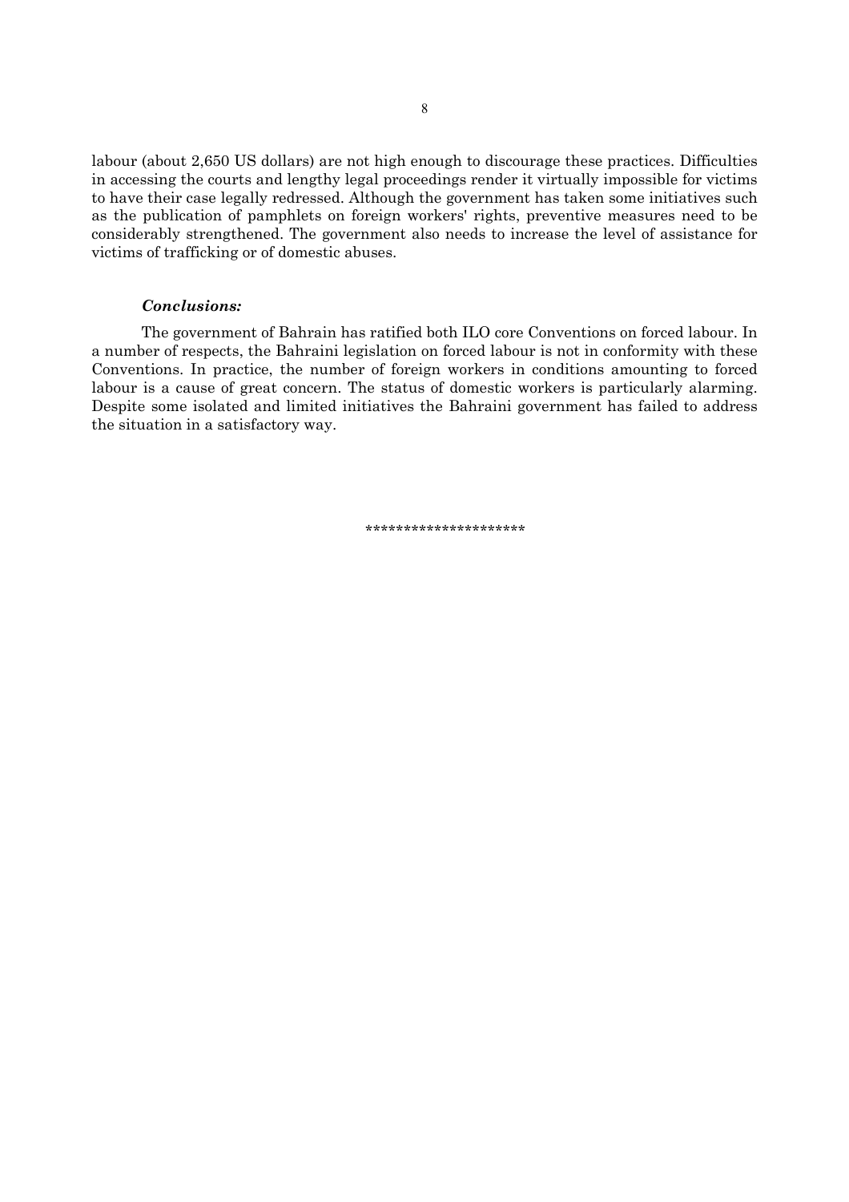labour (about 2,650 US dollars) are not high enough to discourage these practices. Difficulties in accessing the courts and lengthy legal proceedings render it virtually impossible for victims to have their case legally redressed. Although the government has taken some initiatives such as the publication of pamphlets on foreign workers' rights, preventive measures need to be considerably strengthened. The government also needs to increase the level of assistance for victims of trafficking or of domestic abuses.

***Conclusions:***

The government of Bahrain has ratified both ILO core Conventions on forced labour. In a number of respects, the Bahraini legislation on forced labour is not in conformity with these Conventions. In practice, the number of foreign workers in conditions amounting to forced labour is a cause of great concern. The status of domestic workers is particularly alarming. Despite some isolated and limited initiatives the Bahraini government has failed to address the situation in a satisfactory way.

********************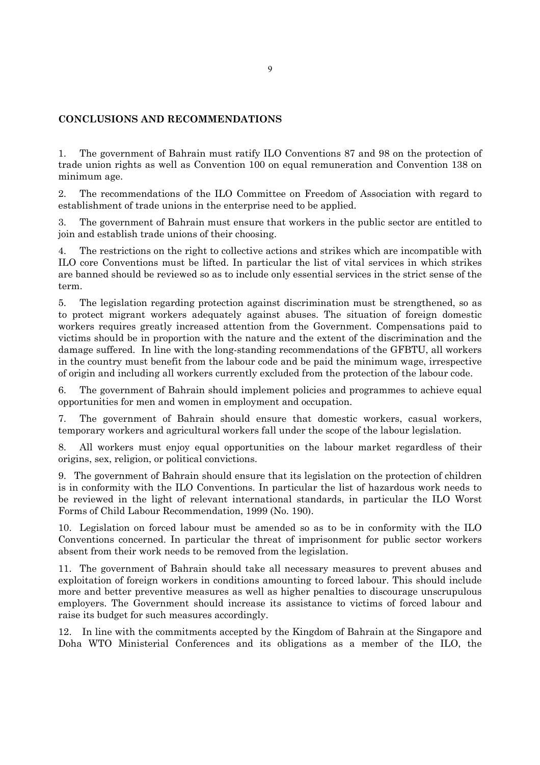**CONCLUSIONS AND RECOMMENDATIONS**

1. The government of Bahrain must ratify ILO Conventions 87 and 98 on the protection of trade union rights as well as Convention 100 on equal remuneration and Convention 138 on minimum age.

2. The recommendations of the ILO Committee on Freedom of Association with regard to establishment of trade unions in the enterprise need to be applied.

3. The government of Bahrain must ensure that workers in the public sector are entitled to join and establish trade unions of their choosing.

4. The restrictions on the right to collective actions and strikes which are incompatible with ILO core Conventions must be lifted. In particular the list of vital services in which strikes are banned should be reviewed so as to include only essential services in the strict sense of the term.

5. The legislation regarding protection against discrimination must be strengthened, so as to protect migrant workers adequately against abuses. The situation of foreign domestic workers requires greatly increased attention from the Government. Compensations paid to victims should be in proportion with the nature and the extent of the discrimination and the damage suffered. In line with the long-standing recommendations of the GFBTU, all workers in the country must benefit from the labour code and be paid the minimum wage, irrespective of origin and including all workers currently excluded from the protection of the labour code.

6. The government of Bahrain should implement policies and programmes to achieve equal opportunities for men and women in employment and occupation.

7. The government of Bahrain should ensure that domestic workers, casual workers, temporary workers and agricultural workers fall under the scope of the labour legislation.

8. All workers must enjoy equal opportunities on the labour market regardless of their origins, sex, religion, or political convictions.

9. The government of Bahrain should ensure that its legislation on the protection of children is in conformity with the ILO Conventions. In particular the list of hazardous work needs to be reviewed in the light of relevant international standards, in particular the ILO Worst Forms of Child Labour Recommendation, 1999 (No. 190).

10. Legislation on forced labour must be amended so as to be in conformity with the ILO Conventions concerned. In particular the threat of imprisonment for public sector workers absent from their work needs to be removed from the legislation.

11. The government of Bahrain should take all necessary measures to prevent abuses and exploitation of foreign workers in conditions amounting to forced labour. This should include more and better preventive measures as well as higher penalties to discourage unscrupulous employers. The Government should increase its assistance to victims of forced labour and raise its budget for such measures accordingly.

12. In line with the commitments accepted by the Kingdom of Bahrain at the Singapore and Doha WTO Ministerial Conferences and its obligations as a member of the ILO, the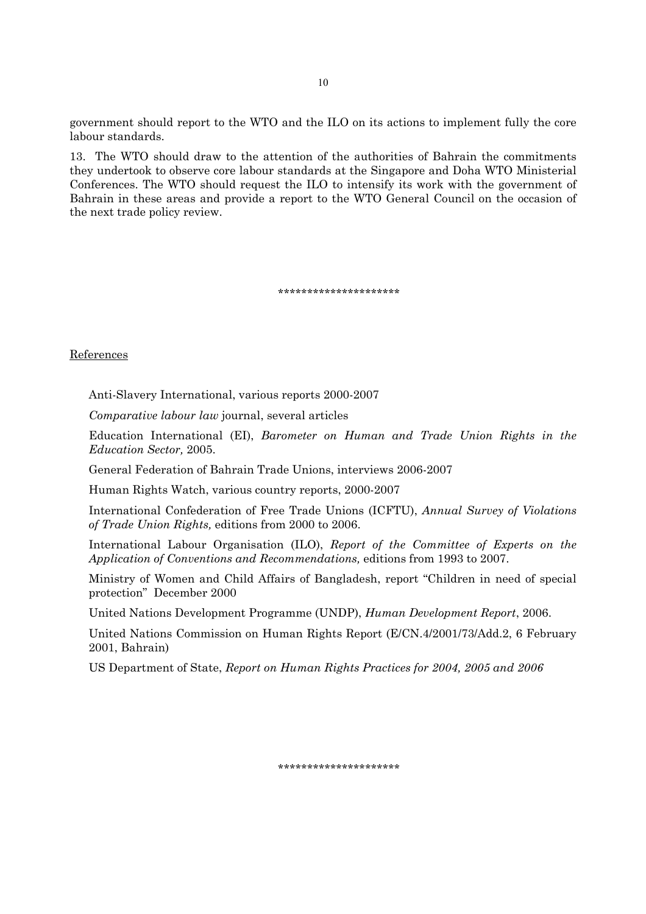government should report to the WTO and the ILO on its actions to implement fully the core labour standards.

13. The WTO should draw to the attention of the authorities of Bahrain the commitments they undertook to observe core labour standards at the Singapore and Doha WTO Ministerial Conferences. The WTO should request the ILO to intensify its work with the government of Bahrain in these areas and provide a report to the WTO General Council on the occasion of the next trade policy review.

********************

References

Anti-Slavery International, various reports 2000-2007

*Comparative labour law* journal, several articles

Education International (EI), *Barometer on Human and Trade Union Rights in the Education Sector,* 2005.

General Federation of Bahrain Trade Unions, interviews 2006-2007

Human Rights Watch, various country reports, 2000-2007

International Confederation of Free Trade Unions (ICFTU), *Annual Survey of Violations of Trade Union Rights,* editions from 2000 to 2006.

International Labour Organisation (ILO), *Report of the Committee of Experts on the Application of Conventions and Recommendations,* editions from 1993 to 2007.

Ministry of Women and Child Affairs of Bangladesh, report "Children in need of special protection" December 2000

United Nations Development Programme (UNDP), *Human Development Report*, 2006.

United Nations Commission on Human Rights Report (E/CN.4/2001/73/Add.2, 6 February 2001, Bahrain)

US Department of State, *Report on Human Rights Practices for 2004, 2005 and 2006*

********************